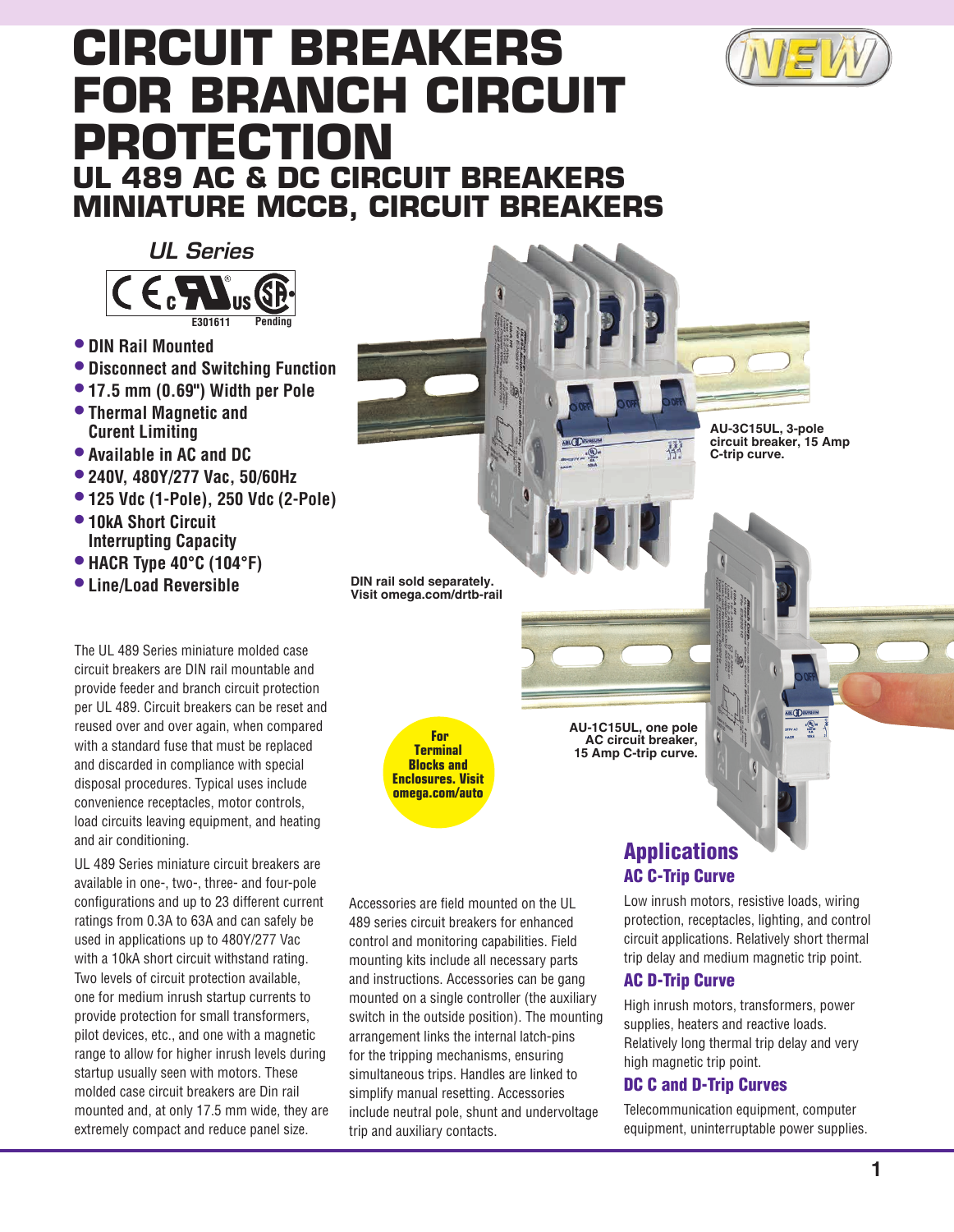# CIRCUIT BREAKERS FOR BRANCH CIRCUIT PROTECTION

## UL 489 AC & DC CIRCUIT BREAKERS MINIATURE MCCB, CIRCUIT BREAKERS

*UL Series*

E301611 Pending

- DIN Rail Mounted
- Disconnect and Switching Function
- 17.5 mm (0.69") Width per Pole
- Thermal Magnetic and Curent Limiting
- Available in AC and DC
- 240V, 480Y/277 Vac, 50/60Hz
- 125 Vdc (1-Pole), 250 Vdc (2-Pole)
- 10kA Short Circuit Interrupting Capacity
- HACR Type 40°C (104°F)
- Line/Load Reversible

AU-3C15UL, 3-pole circuit breaker, 15 Amp C-trip curve.

DIN rail sold separately. Visit omega.com/drtb-rail

AU-1C15UL, one pole AC circuit breaker, 15 Amp C-trip curve.

**For Terminal Blocks and Enclosures. Visit omega.com/auto**

The UL 489 Series miniature molded case circuit breakers are DIN rail mountable and provide feeder and branch circuit protection per UL 489. Circuit breakers can be reset and reused over and over again, when compared with a standard fuse that must be replaced and discarded in compliance with special disposal procedures. Typical uses include convenience receptacles, motor controls, load circuits leaving equipment, and heating and air conditioning.

UL 489 Series miniature circuit breakers are available in one-, two-, three- and four-pole configurations and up to 23 different current ratings from 0.3A to 63A and can safely be used in applications up to 480Y/277 Vac with a 10kA short circuit withstand rating. Two levels of circuit protection available, one for medium inrush startup currents to provide protection for small transformers, pilot devices, etc., and one with a magnetic range to allow for higher inrush levels during startup usually seen with motors. These molded case circuit breakers are Din rail mounted and, at only 17.5 mm wide, they are extremely compact and reduce panel size.

Accessories are field mounted on the UL 489 series circuit breakers for enhanced control and monitoring capabilities. Field mounting kits include all necessary parts and instructions. Accessories can be gang mounted on a single controller (the auxiliary switch in the outside position). The mounting arrangement links the internal latch-pins for the tripping mechanisms, ensuring simultaneous trips. Handles are linked to simplify manual resetting. Accessories include neutral pole, shunt and undervoltage trip and auxiliary contacts.

## Applications

### AC C-Trip Curve

Low inrush motors, resistive loads, wiring protection, receptacles, lighting, and control circuit applications. Relatively short thermal trip delay and medium magnetic trip point.

### AC D-Trip Curve

High inrush motors, transformers, power supplies, heaters and reactive loads. Relatively long thermal trip delay and very high magnetic trip point.

### DC C and D-Trip Curves

Telecommunication equipment, computer equipment, uninterruptable power supplies.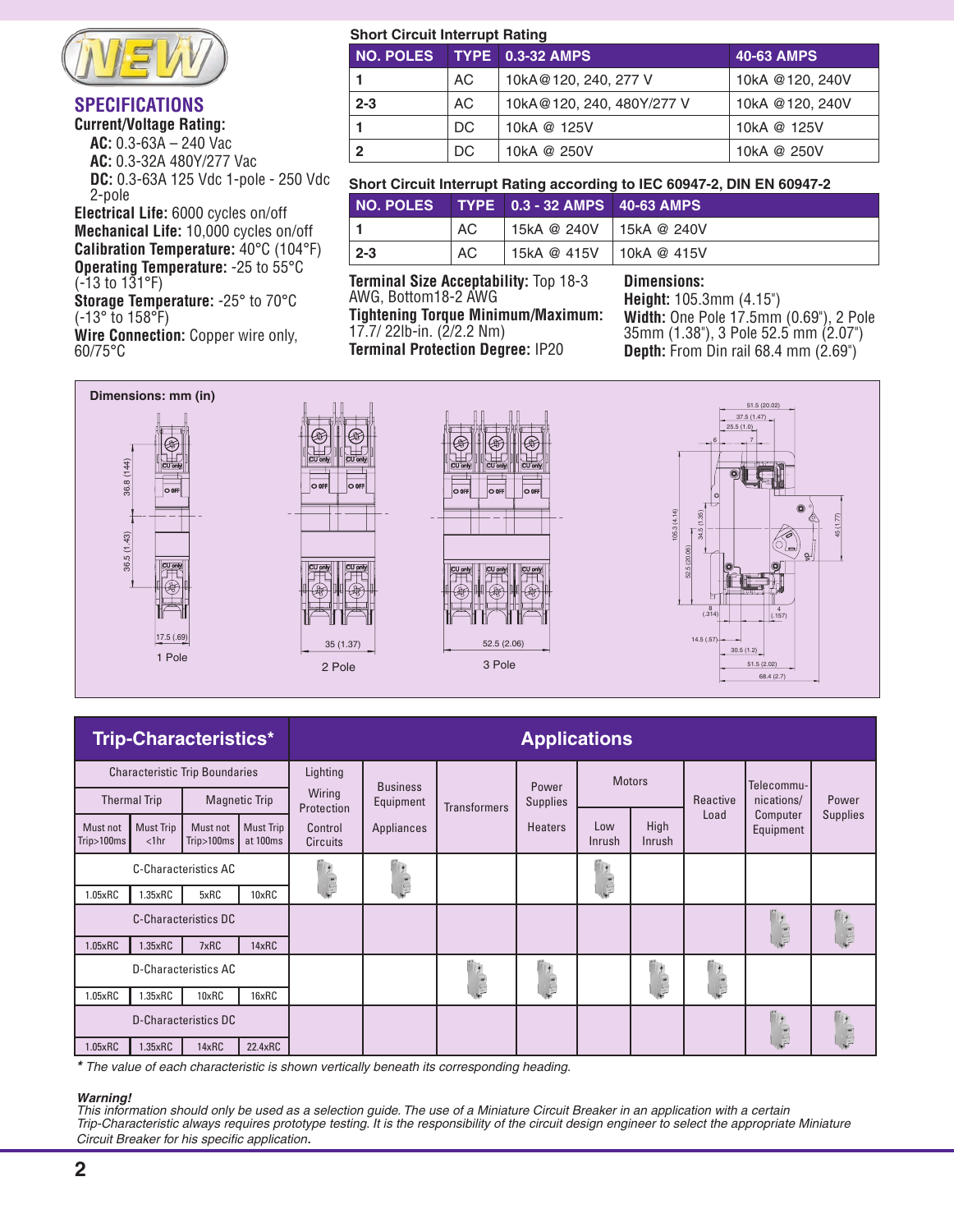## SPECIFICATIONS

**Current/Voltage Rating:**

- **AC:** 0.3-63A – 240 Vac
- **AC:** 0.3-32A 480Y/277 Vac
- **DC:** 0.3-63A 125 Vdc 1-pole - 250 Vdc 2-pole

**Electrical Life:** 6000 cycles on/off
**Mechanical Life:** 10,000 cycles on/off
**Calibration Temperature:** 40°C (104°F)
**Operating Temperature:** -25 to 55°C (-13 to 131°F)
**Storage Temperature:** -25° to 70°C (-13° to 158°F)
**Wire Connection:** Copper wire only, 60/75°C

### Short Circuit Interrupt Rating

| NO. POLES | TYPE | 0.3-32 AMPS | 40-63 AMPS |
|---|---|---|---|
| 1 | AC | 10kA@120, 240, 277 V | 10kA @120, 240V |
| 2-3 | AC | 10kA@120, 240, 480Y/277 V | 10kA @120, 240V |
| 1 | DC | 10kA @ 125V | 10kA @ 125V |
| 2 | DC | 10kA @ 250V | 10kA @ 250V |

### Short Circuit Interrupt Rating according to IEC 60947-2, DIN EN 60947-2

| NO. POLES | TYPE | 0.3 - 32 AMPS | 40-63 AMPS |
|---|---|---|---|
| 1 | AC | 15kA @ 240V | 15kA @ 240V |
| 2-3 | AC | 15kA @ 415V | 10kA @ 415V |

**Terminal Size Acceptability:** Top 18-3 AWG, Bottom18-2 AWG
**Tightening Torque Minimum/Maximum:** 17.7/ 22lb-in. (2/2.2 Nm)
**Terminal Protection Degree:** IP20

**Dimensions:**
**Height:** 105.3mm (4.15")
**Width:** One Pole 17.5mm (0.69"), 2 Pole 35mm (1.38"), 3 Pole 52.5 mm (2.07")
**Depth:** From Din rail 68.4 mm (2.69")

**Dimensions: mm (in)**

1 Pole — 17.5 (.69)
2 Pole — 35 (1.37)
3 Pole — 52.5 (2.06)

| Trip-Characteristics* | | | | Applications | | | | | | | | |
|---|---|---|---|---|---|---|---|---|---|---|---|---|
| Characteristic Trip Boundaries | | | | Lighting / Wiring Protection / Control Circuits | Business Equipment / Appliances | Transformers | Power Supplies / Heaters | Motors: Low Inrush | Motors: High Inrush | Reactive Load | Telecommunications/ Computer Equipment | Power Supplies |
| Thermal Trip | | Magnetic Trip | | | | | | | | | | |
| Must not Trip>100ms | Must Trip <1hr | Must not Trip>100ms | Must Trip at 100ms | | | | | | | | | |
| C-Characteristics AC | | | | ✓ | ✓ | | | ✓ | | | | |
| 1.05xRC | 1.35xRC | 5xRC | 10xRC | | | | | | | | | |
| C-Characteristics DC | | | | | | | | | | | ✓ | ✓ |
| 1.05xRC | 1.35xRC | 7xRC | 14xRC | | | | | | | | | |
| D-Characteristics AC | | | | | | ✓ | ✓ | | ✓ | ✓ | | |
| 1.05xRC | 1.35xRC | 10xRC | 16xRC | | | | | | | | | |
| D-Characteristics DC | | | | | | | | | | | ✓ | ✓ |
| 1.05xRC | 1.35xRC | 14xRC | 22.4xRC | | | | | | | | | |

*\* The value of each characteristic is shown vertically beneath its corresponding heading.*

***Warning!***
*This information should only be used as a selection guide. The use of a Miniature Circuit Breaker in an application with a certain Trip-Characteristic always requires prototype testing. It is the responsibility of the circuit design engineer to select the appropriate Miniature Circuit Breaker for his specific application.*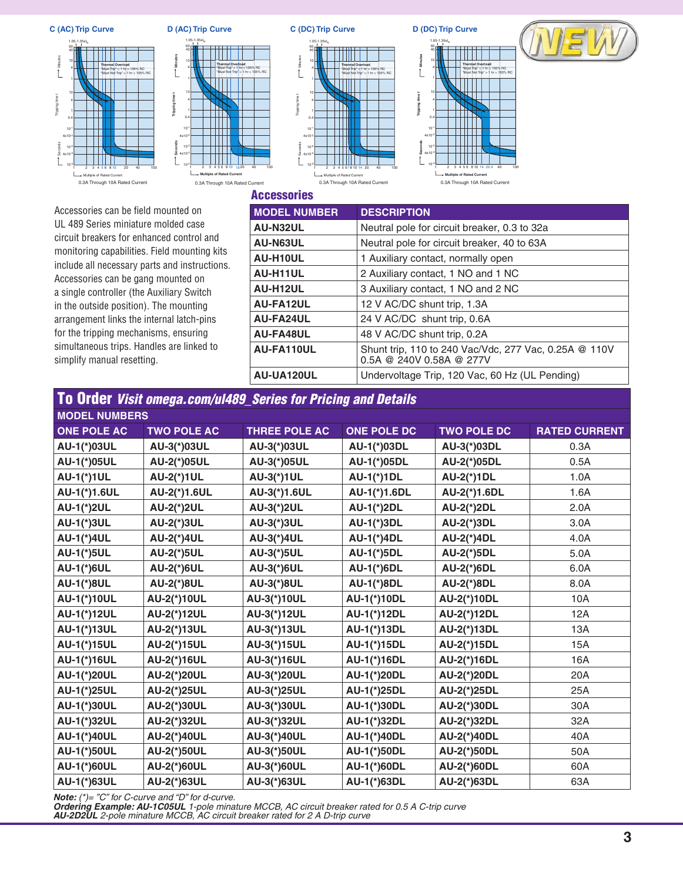**C (AC) Trip Curve**

1.05-1.35xI
60
40
10
4
1
10
4
1
0.4
10⁻¹
4x10⁻²
10⁻²
4x10⁻³
10⁻³
Minutes
Tripping time t
Seconds
Thermal Overload
"Must Trip" < 1 hr = 135% RC
"Must Not Trip" > 1 hr = 105% RC
1 2 3 4 5 6 8 10 20 40 100
Multiple of Rated Current
0.3A Through 10A Rated Current

**D (AC) Trip Curve**

1.05-1.35xI
60
40
10
4
1
10
4
1
0.4
10⁻¹
4x10⁻²
10⁻²
4x10⁻³
10⁻³
Minutes
Tripping time t
Seconds
Thermal Overload
"Must Trip" < 1 hr = 135% RC
"Must Not Trip" > 1 hr = 105% RC
1 2 3 4 5 6 8 10 16 20 40 100
Multiple of Rated Current
0.3A Through 10A Rated Current

**C (DC) Trip Curve**

1.05-1.35xI
60
40
10
4
1
10
4
1
0.4
10⁻¹
4x10⁻²
10⁻²
4x10⁻³
10⁻³
Minutes
Tripping time t
Seconds
Thermal Overload
"Must Trip" < 1 hr = 135% RC
"Must Not Trip" > 1 hr = 105% RC
1 2 3 4 5 6 7 8 10 14 20 40 100
Multiple of Rated Current
0.3A Through 10A Rated Current

**D (DC) Trip Curve**

1.05-1.35xI
60
40
10
4
1
10
4
1
0.4
10⁻¹
4x10⁻²
10⁻²
4x10⁻³
10⁻³
Minutes
Tripping time t
Seconds
Thermal Overload
"Must Trip" < 1 hr = 135% RC
"Must Not Trip" > 1 hr = 105% RC
1 2 3 4 5 6 8 10 14 22.4 40 100
Multiple of Rated Current
0.3A Through 10A Rated Current

NEW

## Accessories

Accessories can be field mounted on UL 489 Series miniature molded case circuit breakers for enhanced control and monitoring capabilities. Field mounting kits include all necessary parts and instructions. Accessories can be gang mounted on a single controller (the Auxiliary Switch in the outside position). The mounting arrangement links the internal latch-pins for the tripping mechanisms, ensuring simultaneous trips. Handles are linked to simplify manual resetting.

| MODEL NUMBER | DESCRIPTION |
|---|---|
| AU-N32UL | Neutral pole for circuit breaker, 0.3 to 32a |
| AU-N63UL | Neutral pole for circuit breaker, 40 to 63A |
| AU-H10UL | 1 Auxiliary contact, normally open |
| AU-H11UL | 2 Auxiliary contact, 1 NO and 1 NC |
| AU-H12UL | 3 Auxiliary contact, 1 NO and 2 NC |
| AU-FA12UL | 12 V AC/DC shunt trip, 1.3A |
| AU-FA24UL | 24 V AC/DC shunt trip, 0.6A |
| AU-FA48UL | 48 V AC/DC shunt trip, 0.2A |
| AU-FA110UL | Shunt trip, 110 to 240 Vac/Vdc, 277 Vac, 0.25A @ 110V 0.5A @ 240V 0.58A @ 277V |
| AU-UA120UL | Undervoltage Trip, 120 Vac, 60 Hz (UL Pending) |

## To Order *Visit omega.com/ul489_Series for Pricing and Details*

| MODEL NUMBERS | | | | | |
|---|---|---|---|---|---|
| ONE POLE AC | TWO POLE AC | THREE POLE AC | ONE POLE DC | TWO POLE DC | RATED CURRENT |
| AU-1(*)03UL | AU-3(*)03UL | AU-3(*)03UL | AU-1(*)03DL | AU-3(*)03DL | 0.3A |
| AU-1(*)05UL | AU-2(*)05UL | AU-3(*)05UL | AU-1(*)05DL | AU-2(*)05DL | 0.5A |
| AU-1(*)1UL | AU-2(*)1UL | AU-3(*)1UL | AU-1(*)1DL | AU-2(*)1DL | 1.0A |
| AU-1(*)1.6UL | AU-2(*)1.6UL | AU-3(*)1.6UL | AU-1(*)1.6DL | AU-2(*)1.6DL | 1.6A |
| AU-1(*)2UL | AU-2(*)2UL | AU-3(*)2UL | AU-1(*)2DL | AU-2(*)2DL | 2.0A |
| AU-1(*)3UL | AU-2(*)3UL | AU-3(*)3UL | AU-1(*)3DL | AU-2(*)3DL | 3.0A |
| AU-1(*)4UL | AU-2(*)4UL | AU-3(*)4UL | AU-1(*)4DL | AU-2(*)4DL | 4.0A |
| AU-1(*)5UL | AU-2(*)5UL | AU-3(*)5UL | AU-1(*)5DL | AU-2(*)5DL | 5.0A |
| AU-1(*)6UL | AU-2(*)6UL | AU-3(*)6UL | AU-1(*)6DL | AU-2(*)6DL | 6.0A |
| AU-1(*)8UL | AU-2(*)8UL | AU-3(*)8UL | AU-1(*)8DL | AU-2(*)8DL | 8.0A |
| AU-1(*)10UL | AU-2(*)10UL | AU-3(*)10UL | AU-1(*)10DL | AU-2(*)10DL | 10A |
| AU-1(*)12UL | AU-2(*)12UL | AU-3(*)12UL | AU-1(*)12DL | AU-2(*)12DL | 12A |
| AU-1(*)13UL | AU-2(*)13UL | AU-3(*)13UL | AU-1(*)13DL | AU-2(*)13DL | 13A |
| AU-1(*)15UL | AU-2(*)15UL | AU-3(*)15UL | AU-1(*)15DL | AU-2(*)15DL | 15A |
| AU-1(*)16UL | AU-2(*)16UL | AU-3(*)16UL | AU-1(*)16DL | AU-2(*)16DL | 16A |
| AU-1(*)20UL | AU-2(*)20UL | AU-3(*)20UL | AU-1(*)20DL | AU-2(*)20DL | 20A |
| AU-1(*)25UL | AU-2(*)25UL | AU-3(*)25UL | AU-1(*)25DL | AU-2(*)25DL | 25A |
| AU-1(*)30UL | AU-2(*)30UL | AU-3(*)30UL | AU-1(*)30DL | AU-2(*)30DL | 30A |
| AU-1(*)32UL | AU-2(*)32UL | AU-3(*)32UL | AU-1(*)32DL | AU-2(*)32DL | 32A |
| AU-1(*)40UL | AU-2(*)40UL | AU-3(*)40UL | AU-1(*)40DL | AU-2(*)40DL | 40A |
| AU-1(*)50UL | AU-2(*)50UL | AU-3(*)50UL | AU-1(*)50DL | AU-2(*)50DL | 50A |
| AU-1(*)60UL | AU-2(*)60UL | AU-3(*)60UL | AU-1(*)60DL | AU-2(*)60DL | 60A |
| AU-1(*)63UL | AU-2(*)63UL | AU-3(*)63UL | AU-1(*)63DL | AU-2(*)63DL | 63A |

***Note:*** *(*)= "C" for C-curve and "D" for d-curve.*
***Ordering Example: AU-1C05UL*** *1-pole minature MCCB, AC circuit breaker rated for 0.5 A C-trip curve*
***AU-2D2UL*** *2-pole minature MCCB, AC circuit breaker rated for 2 A D-trip curve*